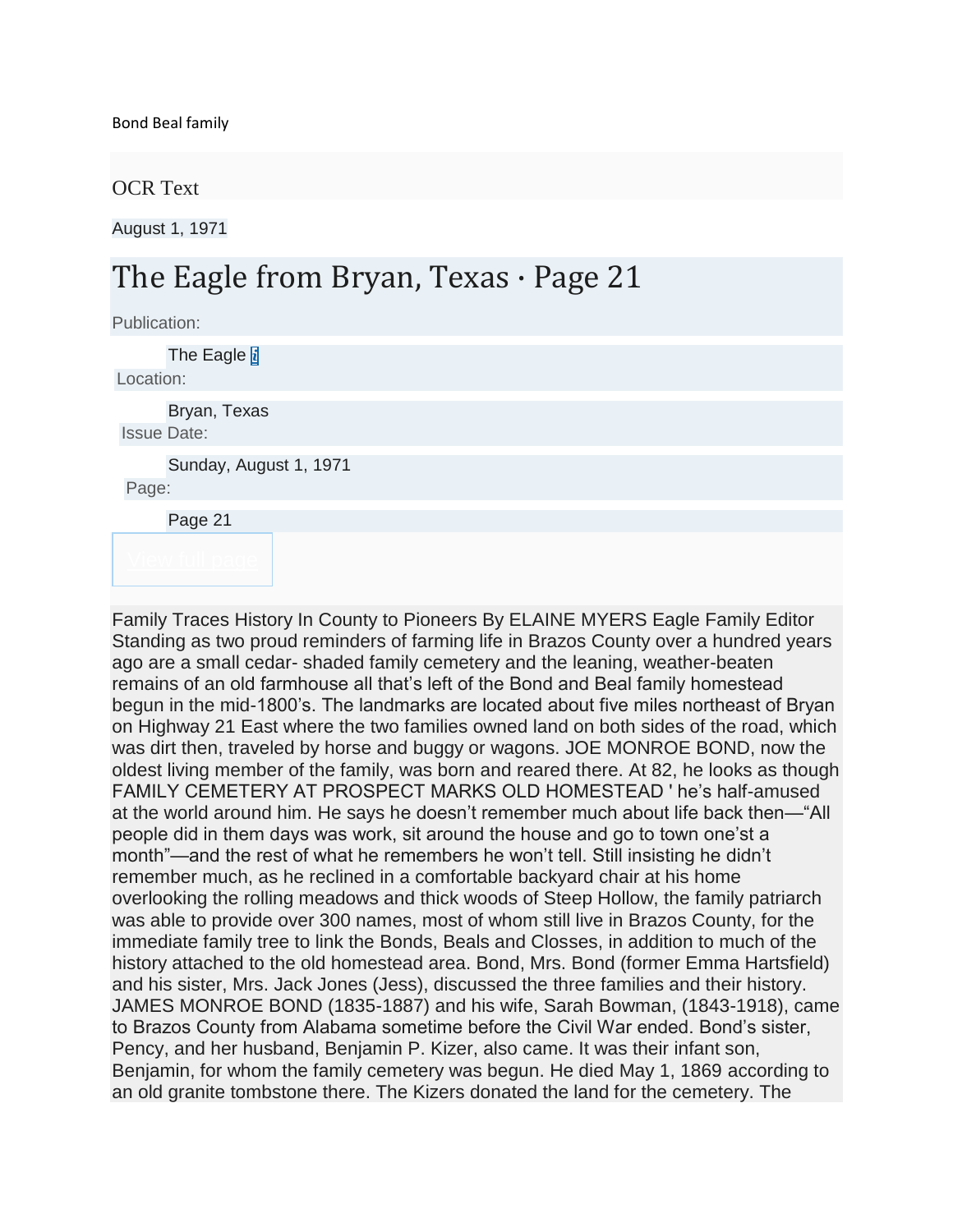Bond Beal family

OCR Text

August 1, 1971

# The Eagle from Bryan, Texas · Page 21

Publication:

The Eagle

Location:

Bryan, Texas

Issue Date:

Sunday, August 1, 1971

Page:

Page 21

View full page

Family Traces History In County to Pioneers By ELAINE MYERS Eagle Family Editor Standing as two proud reminders of farming life in Brazos County over a hundred years ago are a small cedar- shaded family cemetery and the leaning, weather-beaten remains of an old farmhouse all that's left of the Bond and Beal family homestead begun in the mid-1800's. The landmarks are located about five miles northeast of Bryan on Highway 21 East where the two families owned land on both sides of the road, which was dirt then, traveled by horse and buggy or wagons. JOE MONROE BOND, now the oldest living member of the family, was born and reared there. At 82, he looks as though FAMILY CEMETERY AT PROSPECT MARKS OLD HOMESTEAD ' he's half-amused at the world around him. He says he doesn't remember much about life back then—"All people did in them days was work, sit around the house and go to town one'st a month"—and the rest of what he remembers he won't tell. Still insisting he didn't remember much, as he reclined in a comfortable backyard chair at his home overlooking the rolling meadows and thick woods of Steep Hollow, the family patriarch was able to provide over 300 names, most of whom still live in Brazos County, for the immediate family tree to link the Bonds, Beals and Closses, in addition to much of the history attached to the old homestead area. Bond, Mrs. Bond (former Emma Hartsfield) and his sister, Mrs. Jack Jones (Jess), discussed the three families and their history. JAMES MONROE BOND (1835-1887) and his wife, Sarah Bowman, (1843-1918), came to Brazos County from Alabama sometime before the Civil War ended. Bond's sister, Pency, and her husband, Benjamin P. Kizer, also came. It was their infant son, Benjamin, for whom the family cemetery was begun. He died May 1, 1869 according to an old granite tombstone there. The Kizers donated the land for the cemetery. The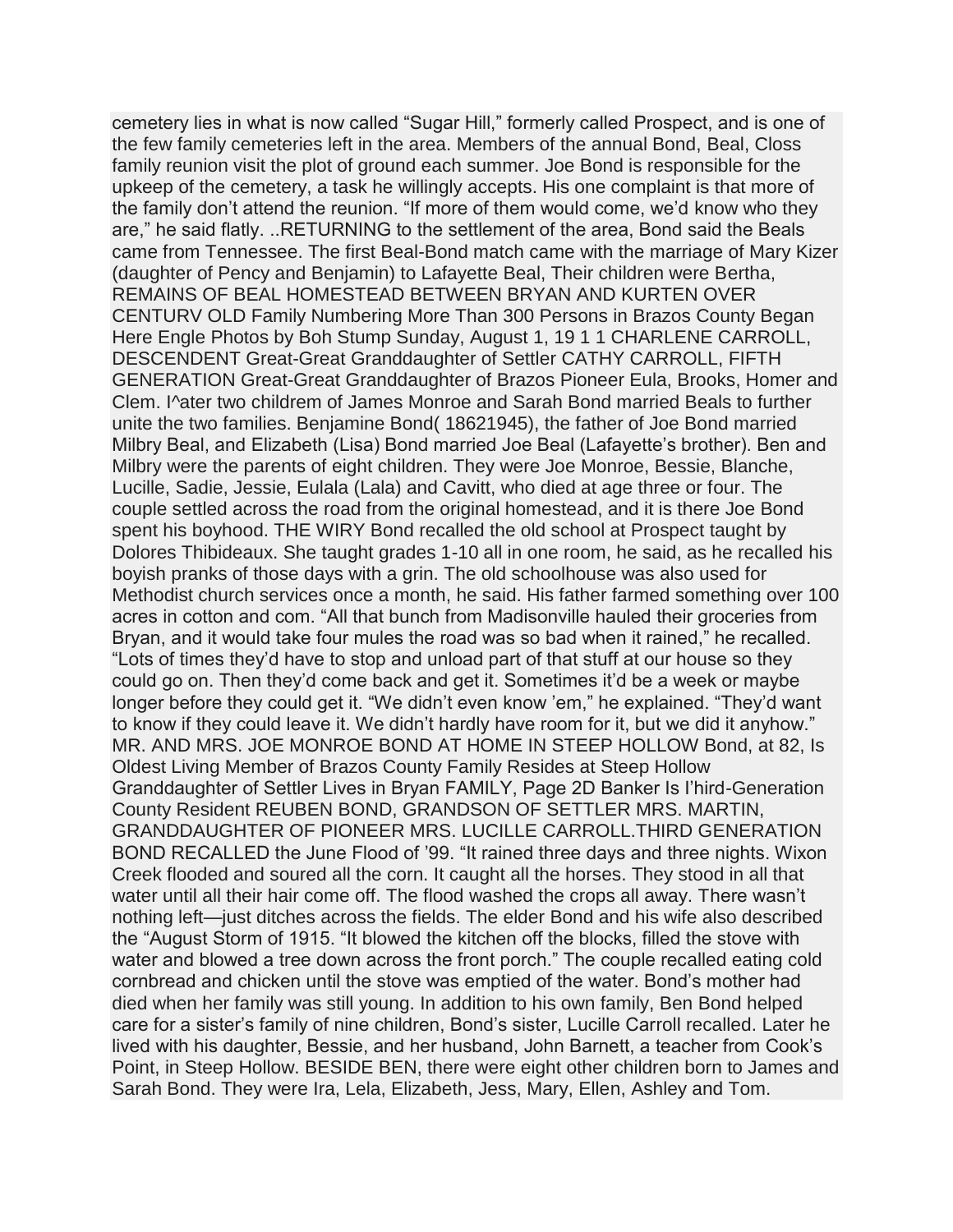cemetery lies in what is now called "Sugar Hill," formerly called Prospect, and is one of the few family cemeteries left in the area. Members of the annual Bond, Beal, Closs family reunion visit the plot of ground each summer. Joe Bond is responsible for the upkeep of the cemetery, a task he willingly accepts. His one complaint is that more of the family don't attend the reunion. "If more of them would come, we'd know who they are," he said flatly. ..RETURNING to the settlement of the area, Bond said the Beals came from Tennessee. The first Beal-Bond match came with the marriage of Mary Kizer (daughter of Pency and Benjamin) to Lafayette Beal, Their children were Bertha, REMAINS OF BEAL HOMESTEAD BETWEEN BRYAN AND KURTEN OVER CENTURV OLD Family Numbering More Than 300 Persons in Brazos County Began Here Engle Photos by Boh Stump Sunday, August 1, 19 1 1 CHARLENE CARROLL, DESCENDENT Great-Great Granddaughter of Settler CATHY CARROLL, FIFTH GENERATION Great-Great Granddaughter of Brazos Pioneer Eula, Brooks, Homer and Clem. I^ater two childrem of James Monroe and Sarah Bond married Beals to further unite the two families. Benjamine Bond( 18621945), the father of Joe Bond married Milbry Beal, and Elizabeth (Lisa) Bond married Joe Beal (Lafayette's brother). Ben and Milbry were the parents of eight children. They were Joe Monroe, Bessie, Blanche, Lucille, Sadie, Jessie, Eulala (Lala) and Cavitt, who died at age three or four. The couple settled across the road from the original homestead, and it is there Joe Bond spent his boyhood. THE WIRY Bond recalled the old school at Prospect taught by Dolores Thibideaux. She taught grades 1-10 all in one room, he said, as he recalled his boyish pranks of those days with a grin. The old schoolhouse was also used for Methodist church services once a month, he said. His father farmed something over 100 acres in cotton and com. "All that bunch from Madisonville hauled their groceries from Bryan, and it would take four mules the road was so bad when it rained," he recalled. "Lots of times they'd have to stop and unload part of that stuff at our house so they could go on. Then they'd come back and get it. Sometimes it'd be a week or maybe longer before they could get it. "We didn't even know 'em," he explained. "They'd want to know if they could leave it. We didn't hardly have room for it, but we did it anyhow." MR. AND MRS. JOE MONROE BOND AT HOME IN STEEP HOLLOW Bond, at 82, Is Oldest Living Member of Brazos County Family Resides at Steep Hollow Granddaughter of Settler Lives in Bryan FAMILY, Page 2D Banker Is I'hird-Generation County Resident REUBEN BOND, GRANDSON OF SETTLER MRS. MARTIN, GRANDDAUGHTER OF PIONEER MRS. LUCILLE CARROLL.THIRD GENERATION BOND RECALLED the June Flood of '99. "It rained three days and three nights. Wixon Creek flooded and soured all the corn. It caught all the horses. They stood in all that water until all their hair come off. The flood washed the crops all away. There wasn't nothing left—just ditches across the fields. The elder Bond and his wife also described the "August Storm of 1915. "It blowed the kitchen off the blocks, filled the stove with water and blowed a tree down across the front porch." The couple recalled eating cold cornbread and chicken until the stove was emptied of the water. Bond's mother had died when her family was still young. In addition to his own family, Ben Bond helped care for a sister's family of nine children, Bond's sister, Lucille Carroll recalled. Later he lived with his daughter, Bessie, and her husband, John Barnett, a teacher from Cook's Point, in Steep Hollow. BESIDE BEN, there were eight other children born to James and Sarah Bond. They were Ira, Lela, Elizabeth, Jess, Mary, Ellen, Ashley and Tom.